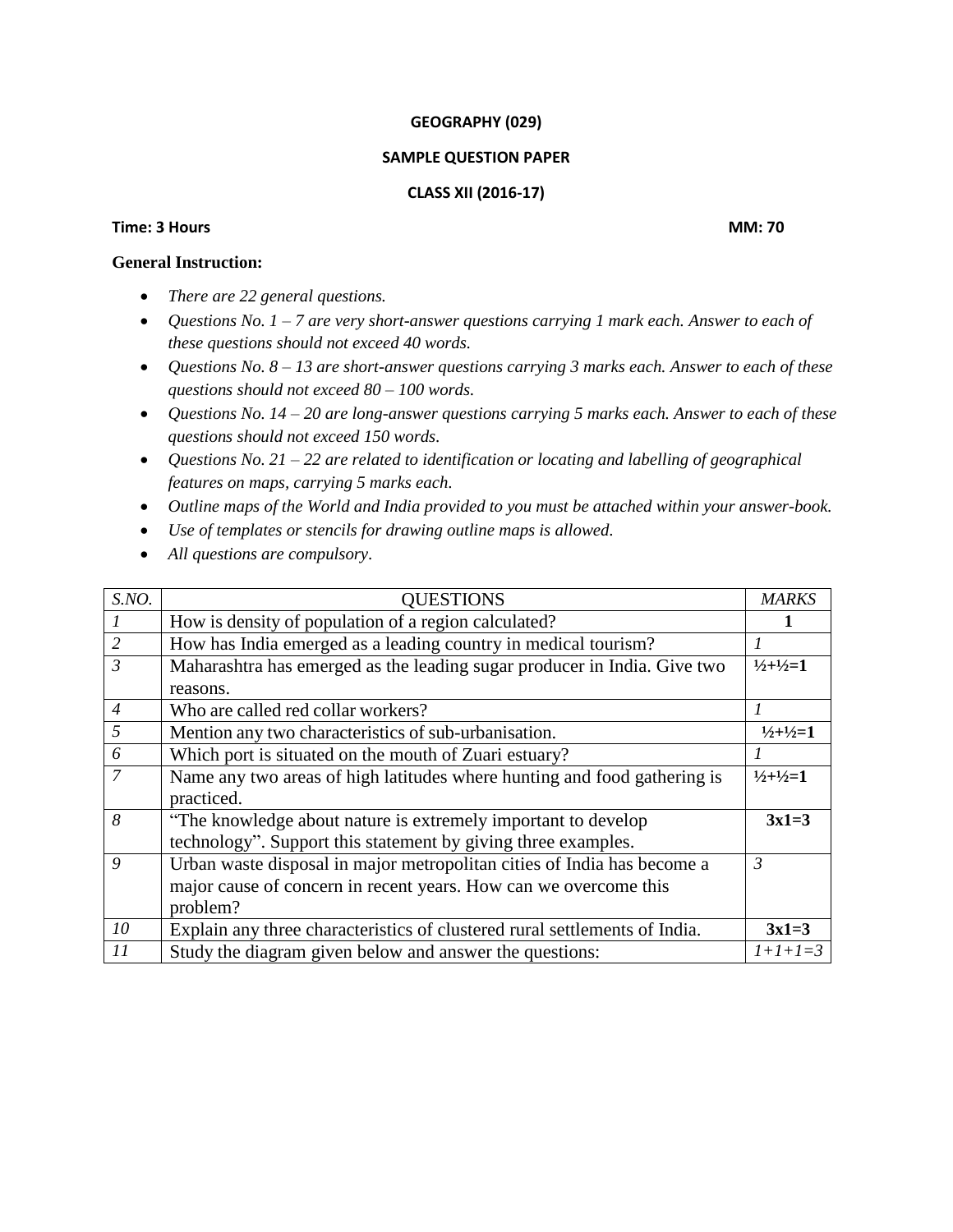**GEOGRAPHY (029)**

**SAMPLE QUESTION PAPER**

**CLASS XII (2016-17)**

**Time: 3 Hours** **MM: 70**

**General Instruction:**

- *There are 22 general questions.*
- *Questions No. 1 – 7 are very short-answer questions carrying 1 mark each. Answer to each of these questions should not exceed 40 words.*
- *Questions No. 8 – 13 are short-answer questions carrying 3 marks each. Answer to each of these questions should not exceed 80 – 100 words.*
- *Questions No. 14 – 20 are long-answer questions carrying 5 marks each. Answer to each of these questions should not exceed 150 words.*
- *Questions No. 21 – 22 are related to identification or locating and labelling of geographical features on maps, carrying 5 marks each.*
- *Outline maps of the World and India provided to you must be attached within your answer-book.*
- *Use of templates or stencils for drawing outline maps is allowed.*
- *All questions are compulsory.*

| *S.NO.* | QUESTIONS | *MARKS* |
|---|---|---|
| *1* | How is density of population of a region calculated? | **1** |
| *2* | How has India emerged as a leading country in medical tourism? | *1* |
| *3* | Maharashtra has emerged as the leading sugar producer in India. Give two reasons. | **½+½=1** |
| *4* | Who are called red collar workers? | *1* |
| *5* | Mention any two characteristics of sub-urbanisation. | **½+½=1** |
| *6* | Which port is situated on the mouth of Zuari estuary? | *1* |
| *7* | Name any two areas of high latitudes where hunting and food gathering is practiced. | **½+½=1** |
| *8* | "The knowledge about nature is extremely important to develop technology". Support this statement by giving three examples. | **3x1=3** |
| *9* | Urban waste disposal in major metropolitan cities of India has become a major cause of concern in recent years. How can we overcome this problem? | *3* |
| *10* | Explain any three characteristics of clustered rural settlements of India. | **3x1=3** |
| *11* | Study the diagram given below and answer the questions: | *1+1+1=3* |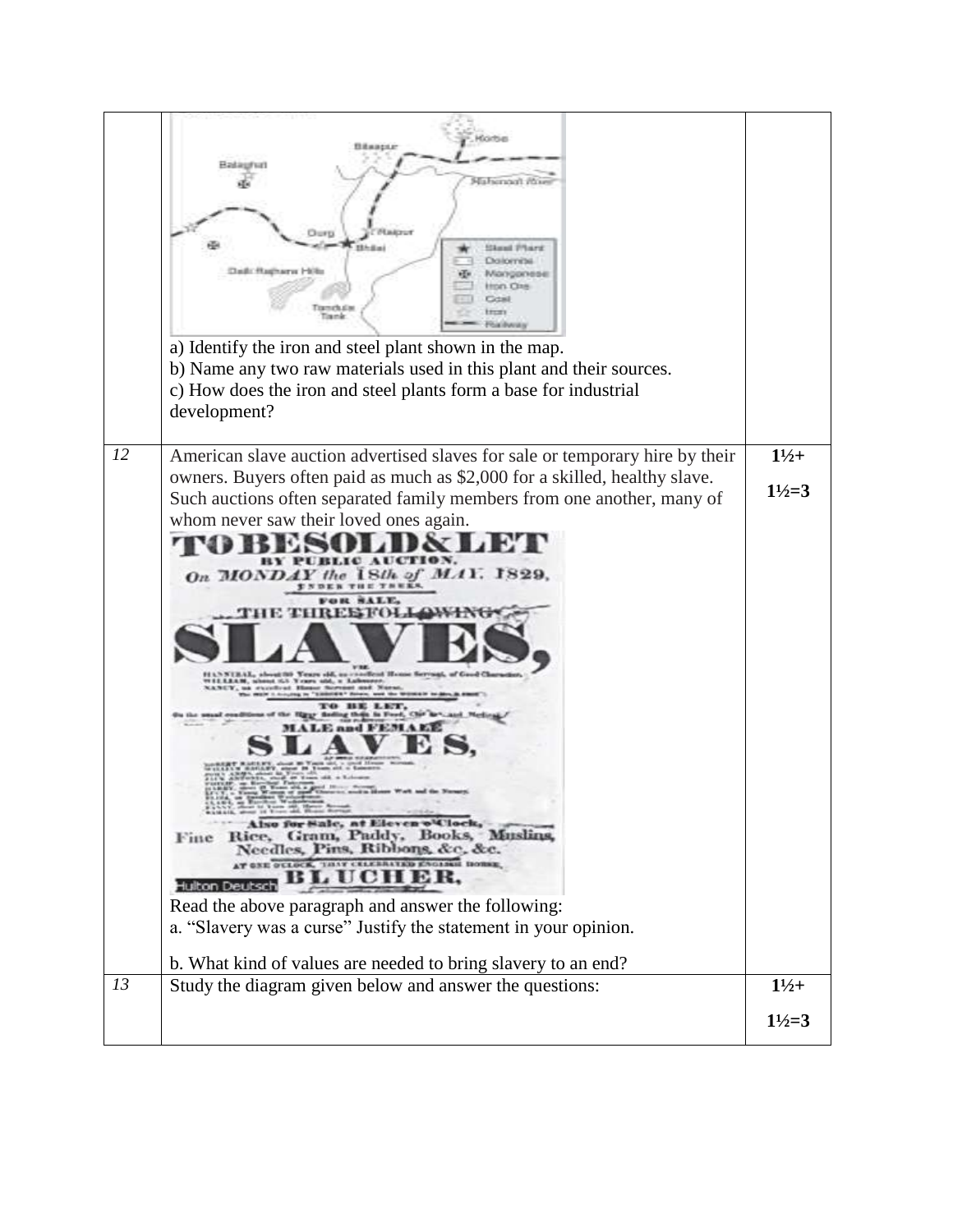| | | |
|---|---|---|
| | a) Identify the iron and steel plant shown in the map.<br>b) Name any two raw materials used in this plant and their sources.<br>c) How does the iron and steel plants form a base for industrial development? | |
| *12* | American slave auction advertised slaves for sale or temporary hire by their owners. Buyers often paid as much as $2,000 for a skilled, healthy slave. Such auctions often separated family members from one another, many of whom never saw their loved ones again.<br>Read the above paragraph and answer the following:<br>a. “Slavery was a curse” Justify the statement in your opinion.<br>b. What kind of values are needed to bring slavery to an end? | **1½+ 1½=3** |
| *13* | Study the diagram given below and answer the questions: | **1½+ 1½=3** |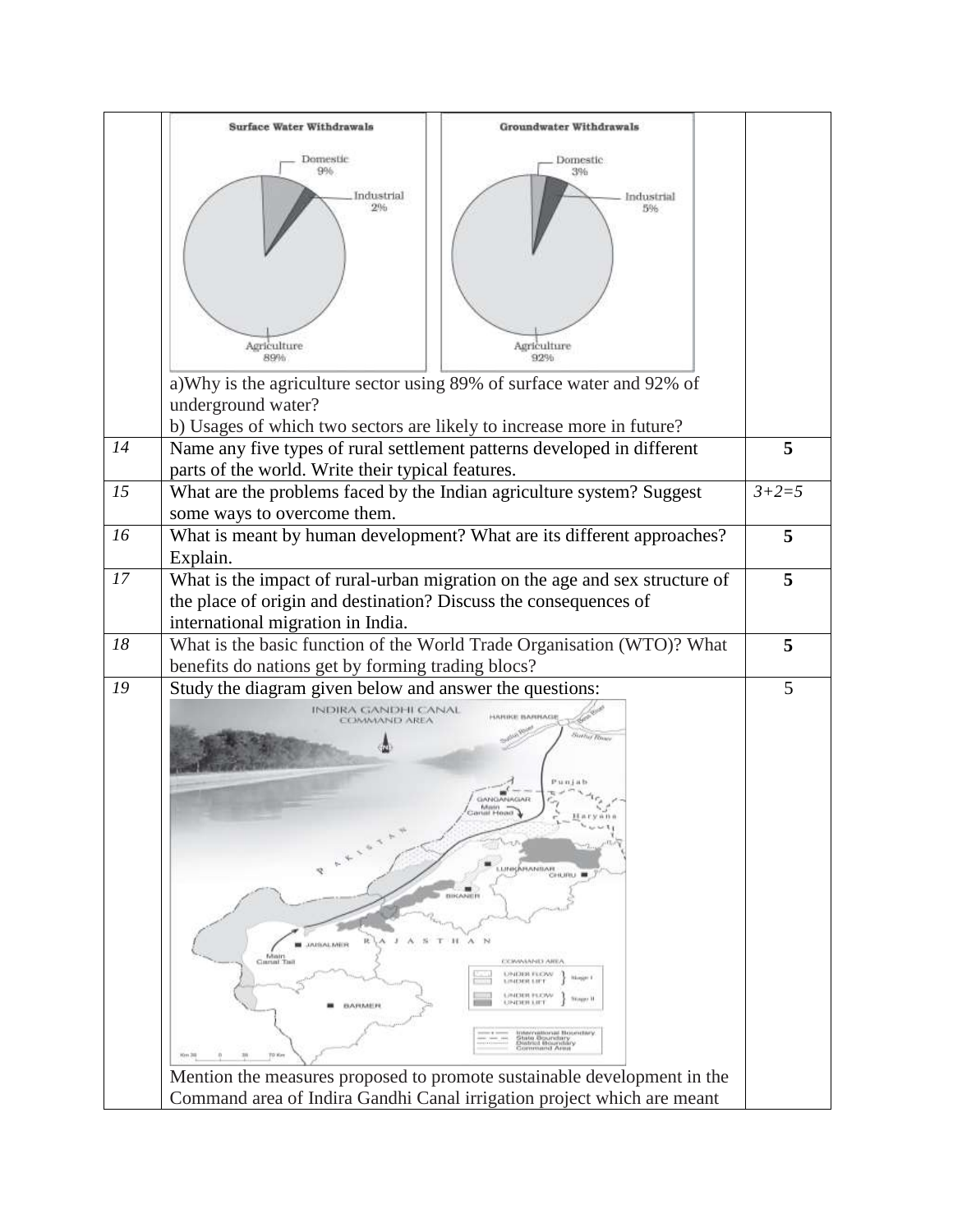| | | |
|---|---|---|
| | **Surface Water Withdrawals**: Domestic 9%, Industrial 2%, Agriculture 89%<br>**Groundwater Withdrawals**: Domestic 3%, Industrial 5%, Agriculture 92%<br><br>a)Why is the agriculture sector using 89% of surface water and 92% of underground water?<br>b) Usages of which two sectors are likely to increase more in future? | |
| *14* | Name any five types of rural settlement patterns developed in different parts of the world. Write their typical features. | **5** |
| *15* | What are the problems faced by the Indian agriculture system? Suggest some ways to overcome them. | *3+2=5* |
| *16* | What is meant by human development? What are its different approaches? Explain. | **5** |
| *17* | What is the impact of rural-urban migration on the age and sex structure of the place of origin and destination? Discuss the consequences of international migration in India. | **5** |
| *18* | What is the basic function of the World Trade Organisation (WTO)? What benefits do nations get by forming trading blocs? | **5** |
| *19* | Study the diagram given below and answer the questions:<br><br>INDIRA GANDHI CANAL COMMAND AREA<br><br>Mention the measures proposed to promote sustainable development in the Command area of Indira Gandhi Canal irrigation project which are meant | 5 |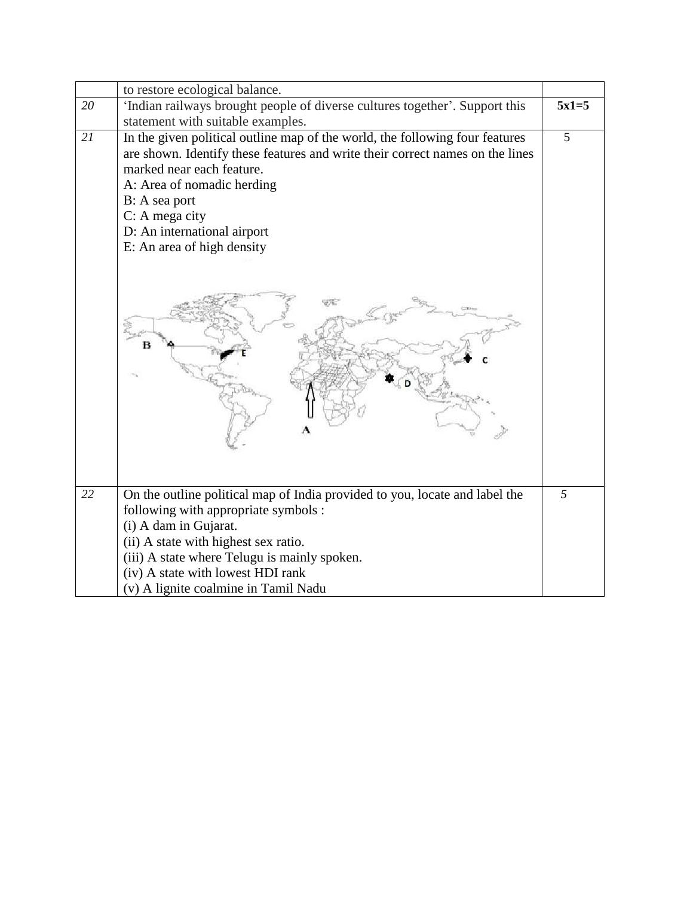|  |  |  |
|---|---|---|
|  | to restore ecological balance. |  |
| *20* | 'Indian railways brought people of diverse cultures together'. Support this statement with suitable examples. | **5x1=5** |
| *21* | In the given political outline map of the world, the following four features are shown. Identify these features and write their correct names on the lines marked near each feature.<br>A: Area of nomadic herding<br>B: A sea port<br>C: A mega city<br>D: An international airport<br>E: An area of high density | 5 |
| *22* | On the outline political map of India provided to you, locate and label the following with appropriate symbols :<br>(i) A dam in Gujarat.<br>(ii) A state with highest sex ratio.<br>(iii) A state where Telugu is mainly spoken.<br>(iv) A state with lowest HDI rank<br>(v) A lignite coalmine in Tamil Nadu | *5* |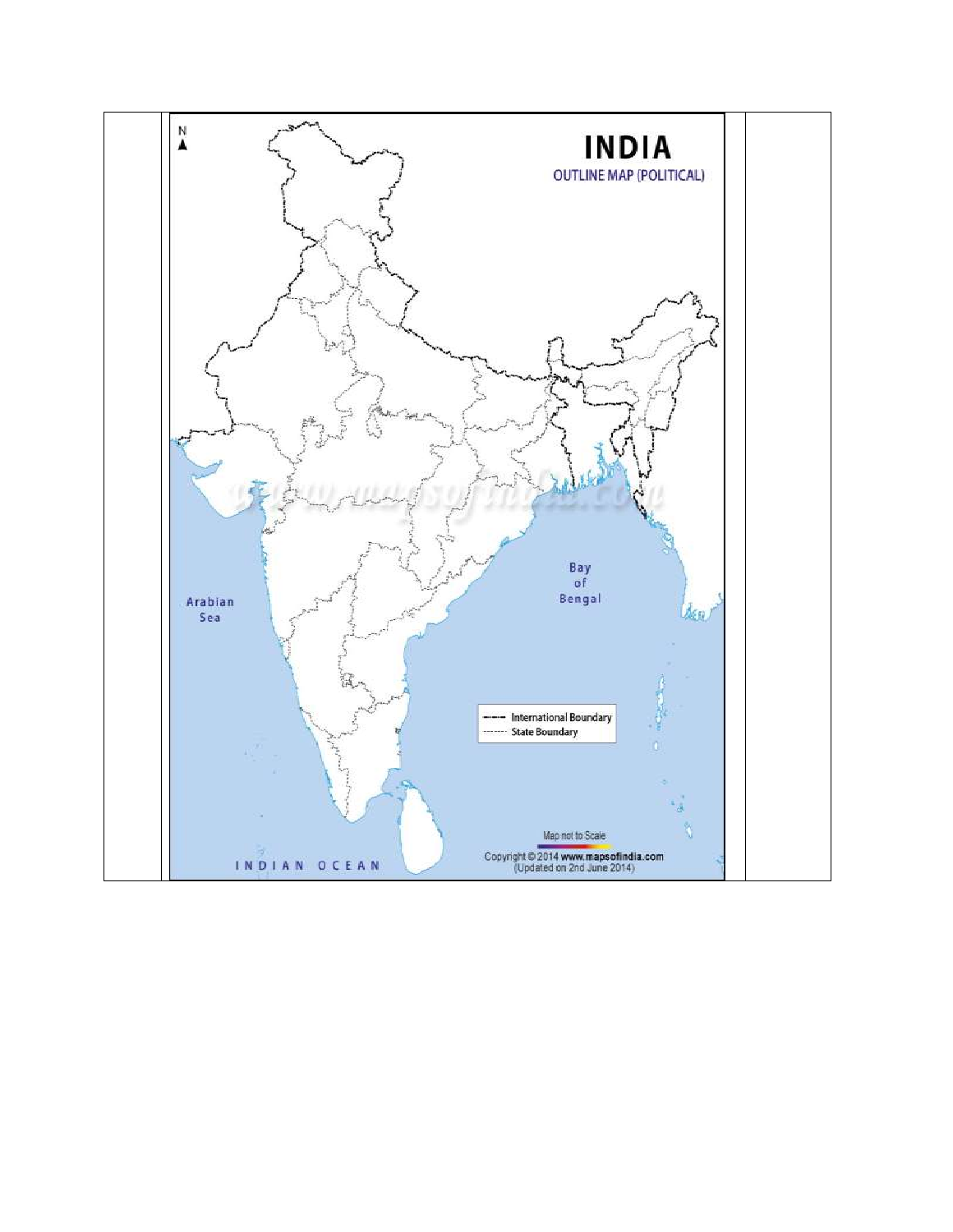N

# INDIA

OUTLINE MAP (POLITICAL)

Arabian Sea

Bay of Bengal

INDIAN OCEAN

International Boundary
State Boundary

Map not to Scale

Copyright © 2014 www.mapsofindia.com
(Updated on 2nd June 2014)